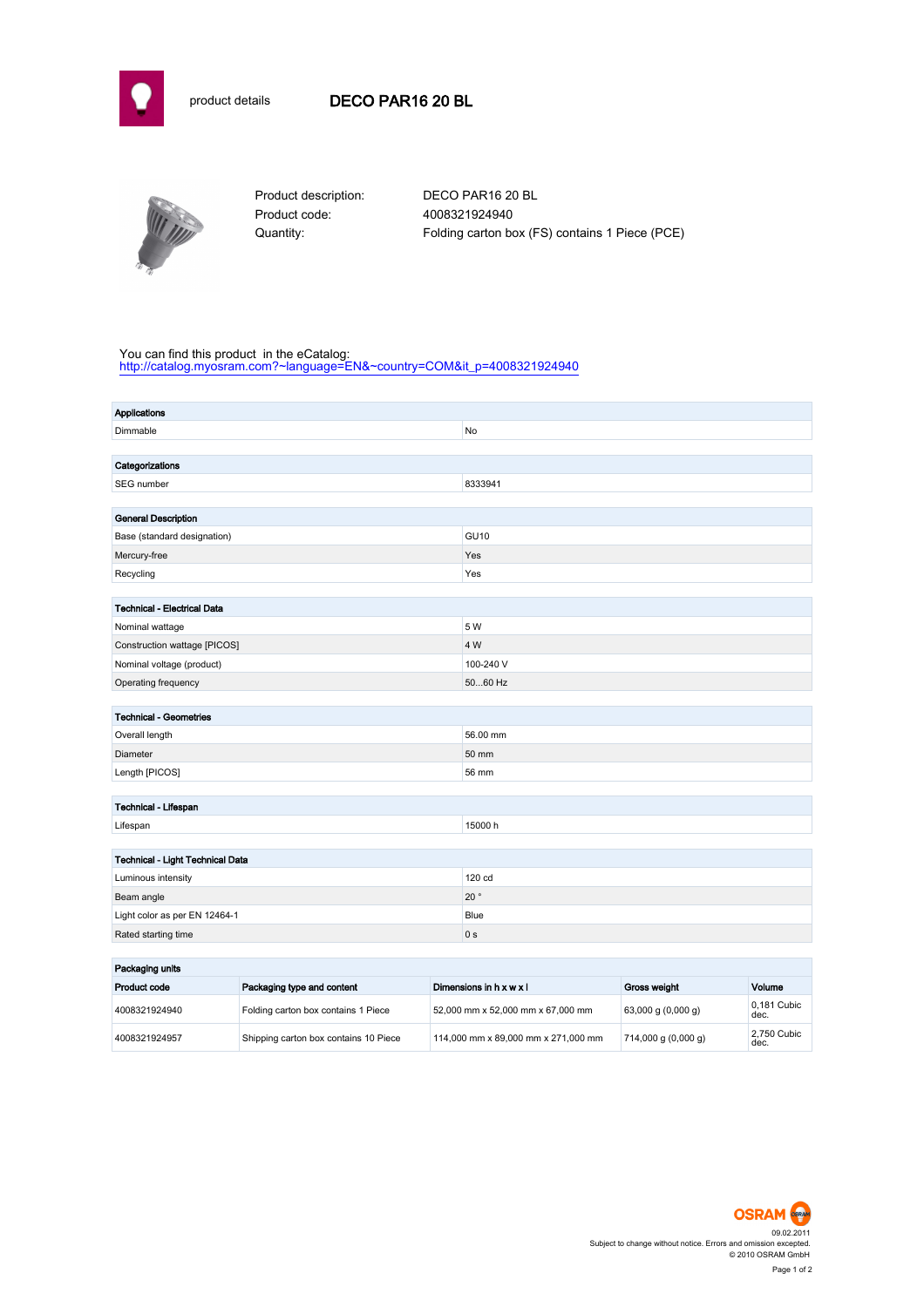product details

# DECO PAR16 20 BL

Product description: DECO PAR16 20 BL
Product code: 4008321924940
Quantity: Folding carton box (FS) contains 1 Piece (PCE)

You can find this product in the eCatalog:
http://catalog.myosram.com?~language=EN&~country=COM&it_p=4008321924940

| Applications | |
|---|---|
| Dimmable | No |

| Categorizations | |
|---|---|
| SEG number | 8333941 |

| General Description | |
|---|---|
| Base (standard designation) | GU10 |
| Mercury-free | Yes |
| Recycling | Yes |

| Technical - Electrical Data | |
|---|---|
| Nominal wattage | 5 W |
| Construction wattage [PICOS] | 4 W |
| Nominal voltage (product) | 100-240 V |
| Operating frequency | 50...60 Hz |

| Technical - Geometries | |
|---|---|
| Overall length | 56.00 mm |
| Diameter | 50 mm |
| Length [PICOS] | 56 mm |

| Technical - Lifespan | |
|---|---|
| Lifespan | 15000 h |

| Technical - Light Technical Data | |
|---|---|
| Luminous intensity | 120 cd |
| Beam angle | 20 ° |
| Light color as per EN 12464-1 | Blue |
| Rated starting time | 0 s |

**Packaging units**

| Product code | Packaging type and content | Dimensions in h x w x l | Gross weight | Volume |
|---|---|---|---|---|
| 4008321924940 | Folding carton box contains 1 Piece | 52,000 mm x 52,000 mm x 67,000 mm | 63,000 g (0,000 g) | 0,181 Cubic dec. |
| 4008321924957 | Shipping carton box contains 10 Piece | 114,000 mm x 89,000 mm x 271,000 mm | 714,000 g (0,000 g) | 2,750 Cubic dec. |

OSRAM

09.02.2011
Subject to change without notice. Errors and omission excepted.
© 2010 OSRAM GmbH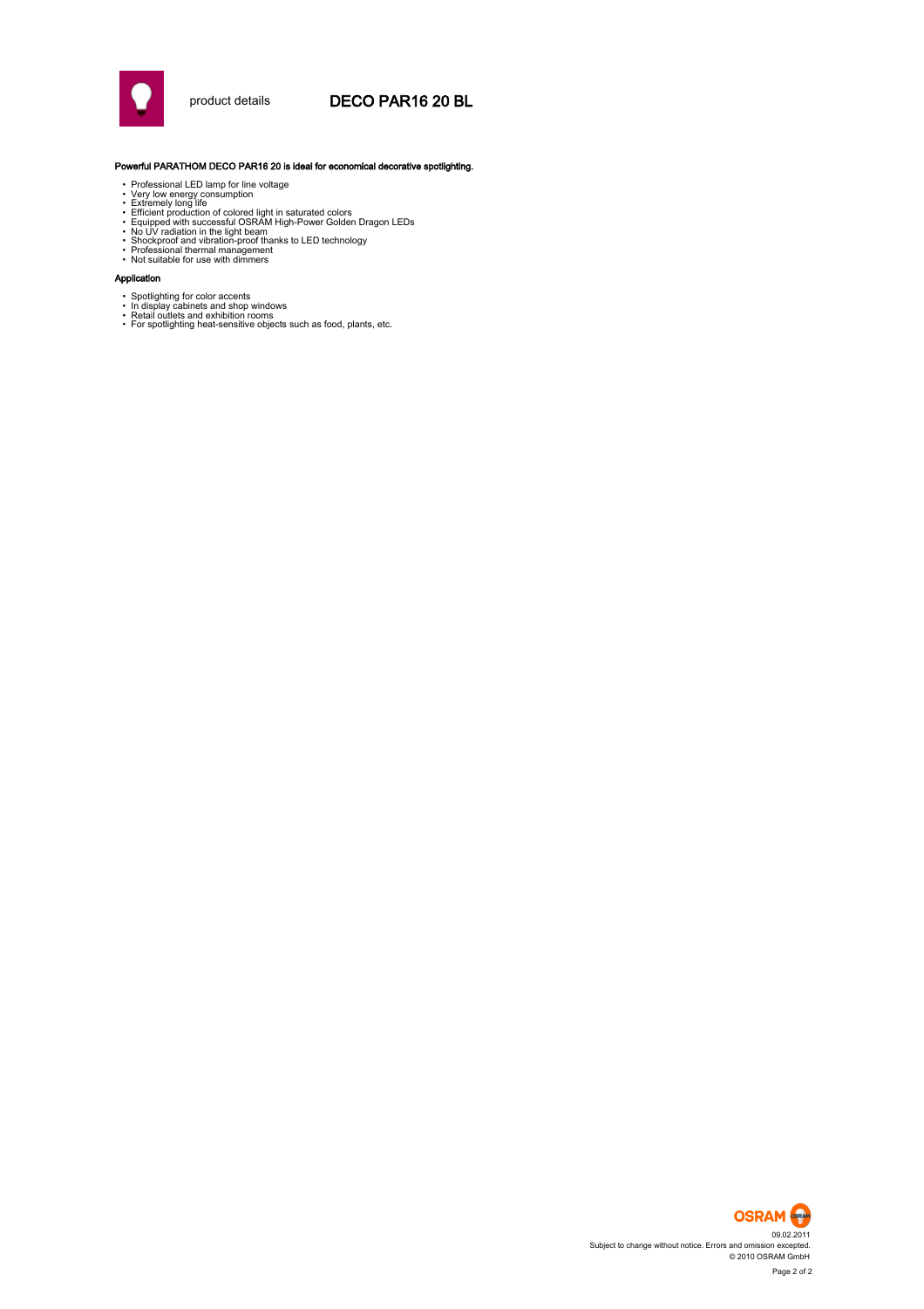product details

# DECO PAR16 20 BL

**Powerful PARATHOM DECO PAR16 20 is ideal for economical decorative spotlighting.**

- Professional LED lamp for line voltage
- Very low energy consumption
- Extremely long life
- Efficient production of colored light in saturated colors
- Equipped with successful OSRAM High-Power Golden Dragon LEDs
- No UV radiation in the light beam
- Shockproof and vibration-proof thanks to LED technology
- Professional thermal management
- Not suitable for use with dimmers

**Application**

- Spotlighting for color accents
- In display cabinets and shop windows
- Retail outlets and exhibition rooms
- For spotlighting heat-sensitive objects such as food, plants, etc.

09.02.2011
Subject to change without notice. Errors and omission excepted.
© 2010 OSRAM GmbH